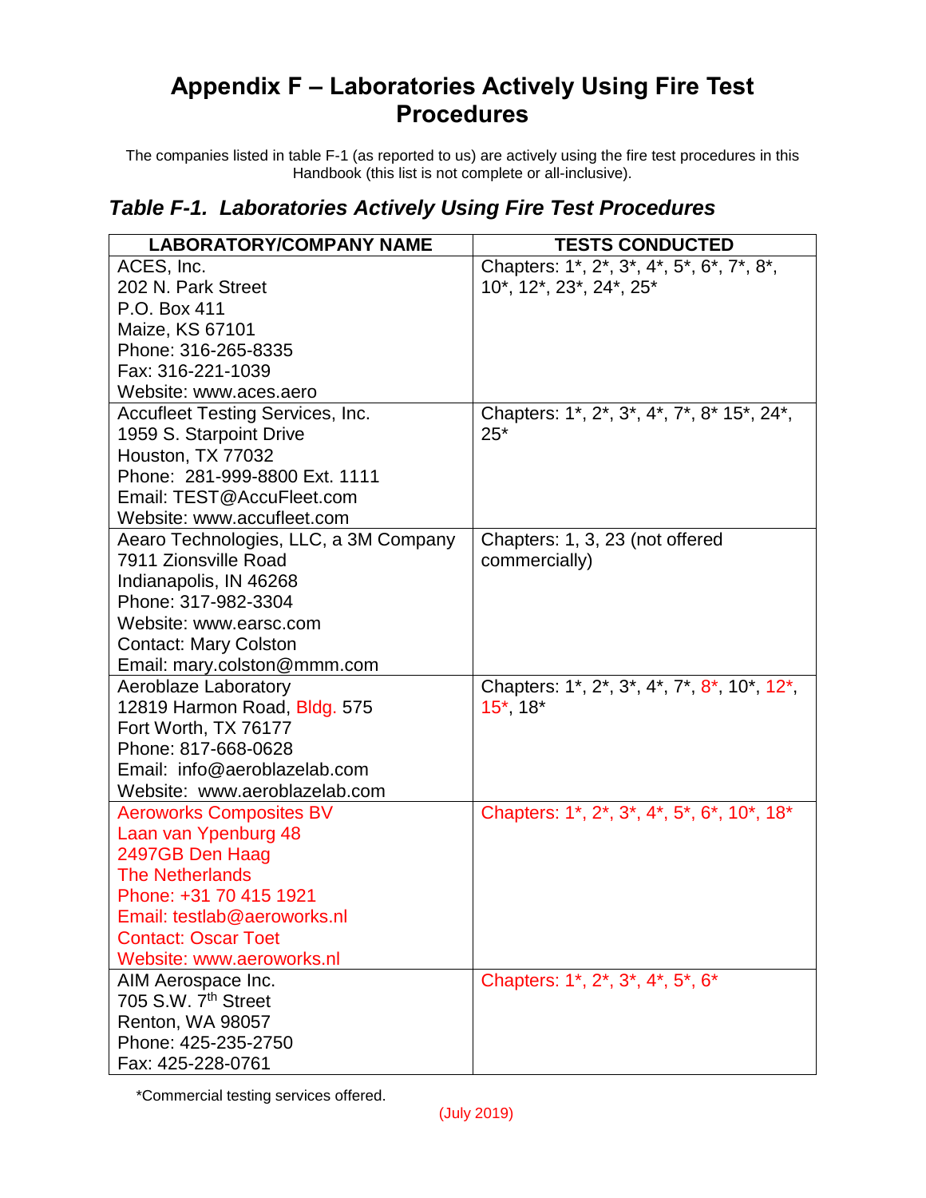# Appendix F – Laboratories Actively Using Fire Test Procedures

The companies listed in table F-1 (as reported to us) are actively using the fire test procedures in this Handbook (this list is not complete or all-inclusive).

## *Table F-1. Laboratories Actively Using Fire Test Procedures*

| LABORATORY/COMPANY NAME | TESTS CONDUCTED |
|---|---|
| ACES, Inc.<br>202 N. Park Street<br>P.O. Box 411<br>Maize, KS 67101<br>Phone: 316-265-8335<br>Fax: 316-221-1039<br>Website: www.aces.aero | Chapters: 1*, 2*, 3*, 4*, 5*, 6*, 7*, 8*, 10*, 12*, 23*, 24*, 25* |
| Accufleet Testing Services, Inc.<br>1959 S. Starpoint Drive<br>Houston, TX 77032<br>Phone: 281-999-8800 Ext. 1111<br>Email: TEST@AccuFleet.com<br>Website: www.accufleet.com | Chapters: 1*, 2*, 3*, 4*, 7*, 8* 15*, 24*, 25* |
| Aearo Technologies, LLC, a 3M Company<br>7911 Zionsville Road<br>Indianapolis, IN 46268<br>Phone: 317-982-3304<br>Website: www.earsc.com<br>Contact: Mary Colston<br>Email: mary.colston@mmm.com | Chapters: 1, 3, 23 (not offered commercially) |
| Aeroblaze Laboratory<br>12819 Harmon Road, Bldg. 575<br>Fort Worth, TX 76177<br>Phone: 817-668-0628<br>Email: info@aeroblazelab.com<br>Website: www.aeroblazelab.com | Chapters: 1*, 2*, 3*, 4*, 7*, 8*, 10*, 12*, 15*, 18* |
| Aeroworks Composites BV<br>Laan van Ypenburg 48<br>2497GB Den Haag<br>The Netherlands<br>Phone: +31 70 415 1921<br>Email: testlab@aeroworks.nl<br>Contact: Oscar Toet<br>Website: www.aeroworks.nl | Chapters: 1*, 2*, 3*, 4*, 5*, 6*, 10*, 18* |
| AIM Aerospace Inc.<br>705 S.W. 7th Street<br>Renton, WA 98057<br>Phone: 425-235-2750<br>Fax: 425-228-0761 | Chapters: 1*, 2*, 3*, 4*, 5*, 6* |

*Commercial testing services offered.

(July 2019)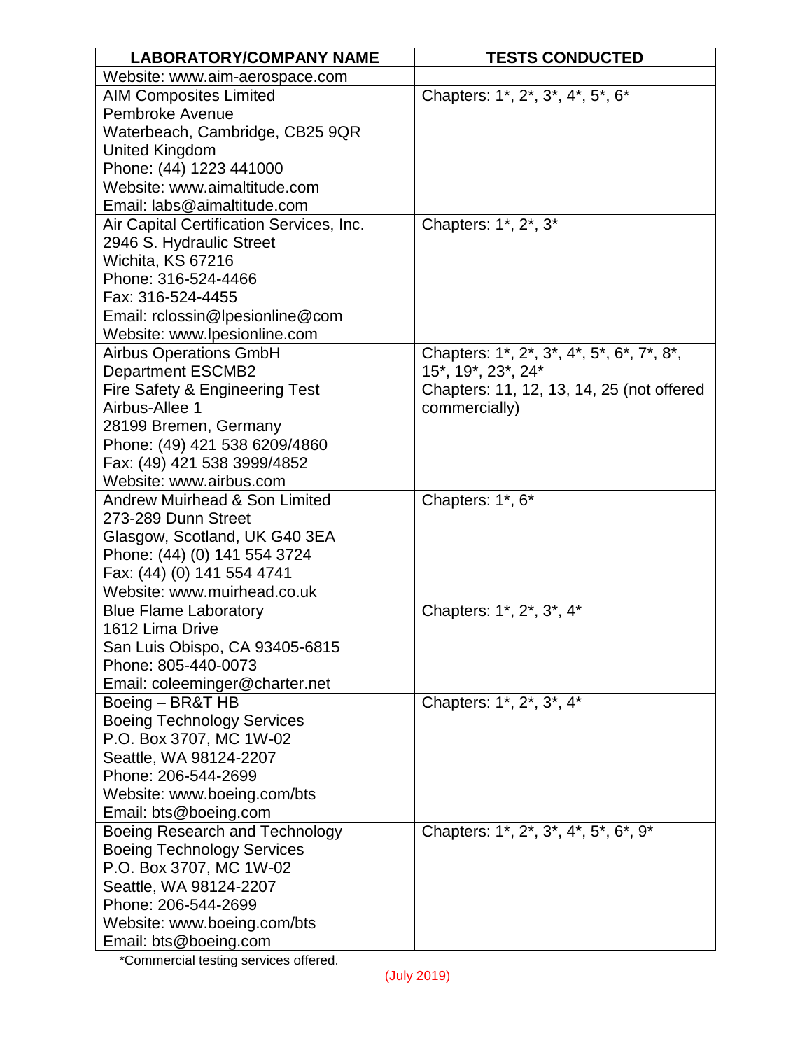| LABORATORY/COMPANY NAME | TESTS CONDUCTED |
|---|---|
| Website: www.aim-aerospace.com | |
| AIM Composites Limited<br>Pembroke Avenue<br>Waterbeach, Cambridge, CB25 9QR<br>United Kingdom<br>Phone: (44) 1223 441000<br>Website: www.aimaltitude.com<br>Email: labs@aimaltitude.com | Chapters: 1*, 2*, 3*, 4*, 5*, 6* |
| Air Capital Certification Services, Inc.<br>2946 S. Hydraulic Street<br>Wichita, KS 67216<br>Phone: 316-524-4466<br>Fax: 316-524-4455<br>Email: rclossin@lpesionline@com<br>Website: www.lpesionline.com | Chapters: 1*, 2*, 3* |
| Airbus Operations GmbH<br>Department ESCMB2<br>Fire Safety & Engineering Test<br>Airbus-Allee 1<br>28199 Bremen, Germany<br>Phone: (49) 421 538 6209/4860<br>Fax: (49) 421 538 3999/4852<br>Website: www.airbus.com | Chapters: 1*, 2*, 3*, 4*, 5*, 6*, 7*, 8*, 15*, 19*, 23*, 24*<br>Chapters: 11, 12, 13, 14, 25 (not offered commercially) |
| Andrew Muirhead & Son Limited<br>273-289 Dunn Street<br>Glasgow, Scotland, UK G40 3EA<br>Phone: (44) (0) 141 554 3724<br>Fax: (44) (0) 141 554 4741<br>Website: www.muirhead.co.uk | Chapters: 1*, 6* |
| Blue Flame Laboratory<br>1612 Lima Drive<br>San Luis Obispo, CA 93405-6815<br>Phone: 805-440-0073<br>Email: coleeminger@charter.net | Chapters: 1*, 2*, 3*, 4* |
| Boeing – BR&T HB<br>Boeing Technology Services<br>P.O. Box 3707, MC 1W-02<br>Seattle, WA 98124-2207<br>Phone: 206-544-2699<br>Website: www.boeing.com/bts<br>Email: bts@boeing.com | Chapters: 1*, 2*, 3*, 4* |
| Boeing Research and Technology<br>Boeing Technology Services<br>P.O. Box 3707, MC 1W-02<br>Seattle, WA 98124-2207<br>Phone: 206-544-2699<br>Website: www.boeing.com/bts<br>Email: bts@boeing.com | Chapters: 1*, 2*, 3*, 4*, 5*, 6*, 9* |

*Commercial testing services offered.

(July 2019)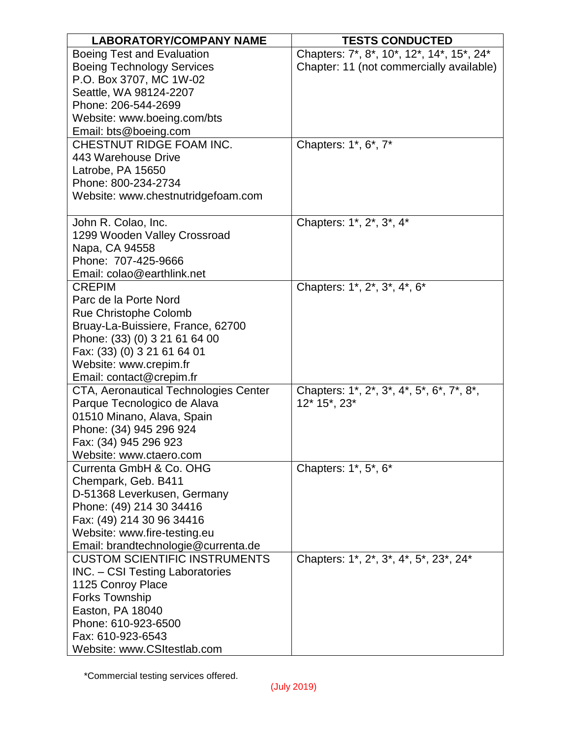| LABORATORY/COMPANY NAME | TESTS CONDUCTED |
| --- | --- |
| Boeing Test and Evaluation<br>Boeing Technology Services<br>P.O. Box 3707, MC 1W-02<br>Seattle, WA 98124-2207<br>Phone: 206-544-2699<br>Website: www.boeing.com/bts<br>Email: bts@boeing.com | Chapters: 7*, 8*, 10*, 12*, 14*, 15*, 24*<br>Chapter: 11 (not commercially available) |
| CHESTNUT RIDGE FOAM INC.<br>443 Warehouse Drive<br>Latrobe, PA 15650<br>Phone: 800-234-2734<br>Website: www.chestnutridgefoam.com | Chapters: 1*, 6*, 7* |
| John R. Colao, Inc.<br>1299 Wooden Valley Crossroad<br>Napa, CA 94558<br>Phone: 707-425-9666<br>Email: colao@earthlink.net | Chapters: 1*, 2*, 3*, 4* |
| CREPIM<br>Parc de la Porte Nord<br>Rue Christophe Colomb<br>Bruay-La-Buissiere, France, 62700<br>Phone: (33) (0) 3 21 61 64 00<br>Fax: (33) (0) 3 21 61 64 01<br>Website: www.crepim.fr<br>Email: contact@crepim.fr | Chapters: 1*, 2*, 3*, 4*, 6* |
| CTA, Aeronautical Technologies Center<br>Parque Tecnologico de Alava<br>01510 Minano, Alava, Spain<br>Phone: (34) 945 296 924<br>Fax: (34) 945 296 923<br>Website: www.ctaero.com | Chapters: 1*, 2*, 3*, 4*, 5*, 6*, 7*, 8*, 12* 15*, 23* |
| Currenta GmbH & Co. OHG<br>Chempark, Geb. B411<br>D-51368 Leverkusen, Germany<br>Phone: (49) 214 30 34416<br>Fax: (49) 214 30 96 34416<br>Website: www.fire-testing.eu<br>Email: brandtechnologie@currenta.de | Chapters: 1*, 5*, 6* |
| CUSTOM SCIENTIFIC INSTRUMENTS INC. – CSI Testing Laboratories<br>1125 Conroy Place<br>Forks Township<br>Easton, PA 18040<br>Phone: 610-923-6500<br>Fax: 610-923-6543<br>Website: www.CSItestlab.com | Chapters: 1*, 2*, 3*, 4*, 5*, 23*, 24* |

*Commercial testing services offered.

(July 2019)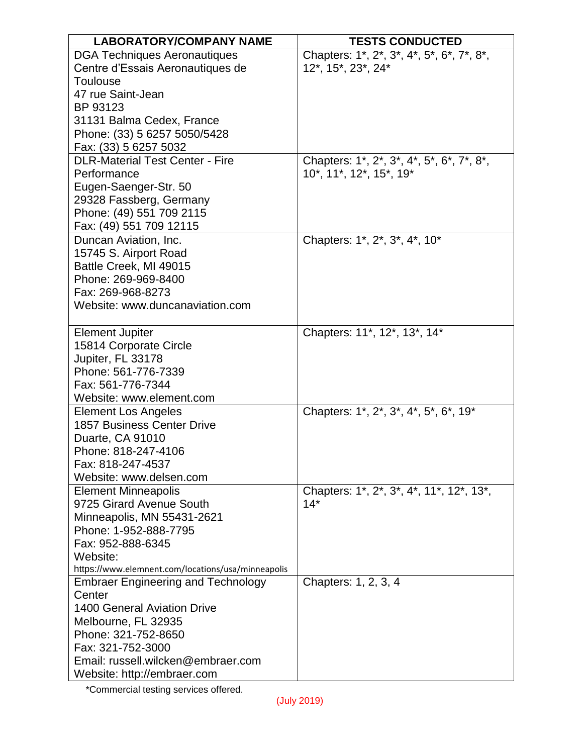| LABORATORY/COMPANY NAME | TESTS CONDUCTED |
|---|---|
| DGA Techniques Aeronautiques<br>Centre d'Essais Aeronautiques de Toulouse<br>47 rue Saint-Jean<br>BP 93123<br>31131 Balma Cedex, France<br>Phone: (33) 5 6257 5050/5428<br>Fax: (33) 5 6257 5032 | Chapters: 1*, 2*, 3*, 4*, 5*, 6*, 7*, 8*, 12*, 15*, 23*, 24* |
| DLR-Material Test Center - Fire Performance<br>Eugen-Saenger-Str. 50<br>29328 Fassberg, Germany<br>Phone: (49) 551 709 2115<br>Fax: (49) 551 709 12115 | Chapters: 1*, 2*, 3*, 4*, 5*, 6*, 7*, 8*, 10*, 11*, 12*, 15*, 19* |
| Duncan Aviation, Inc.<br>15745 S. Airport Road<br>Battle Creek, MI 49015<br>Phone: 269-969-8400<br>Fax: 269-968-8273<br>Website: www.duncanaviation.com | Chapters: 1*, 2*, 3*, 4*, 10* |
| Element Jupiter<br>15814 Corporate Circle<br>Jupiter, FL 33178<br>Phone: 561-776-7339<br>Fax: 561-776-7344<br>Website: www.element.com | Chapters: 11*, 12*, 13*, 14* |
| Element Los Angeles<br>1857 Business Center Drive<br>Duarte, CA 91010<br>Phone: 818-247-4106<br>Fax: 818-247-4537<br>Website: www.delsen.com | Chapters: 1*, 2*, 3*, 4*, 5*, 6*, 19* |
| Element Minneapolis<br>9725 Girard Avenue South<br>Minneapolis, MN 55431-2621<br>Phone: 1-952-888-7795<br>Fax: 952-888-6345<br>Website:<br>https://www.elemnent.com/locations/usa/minneapolis | Chapters: 1*, 2*, 3*, 4*, 11*, 12*, 13*, 14* |
| Embraer Engineering and Technology Center<br>1400 General Aviation Drive<br>Melbourne, FL 32935<br>Phone: 321-752-8650<br>Fax: 321-752-3000<br>Email: russell.wilcken@embraer.com<br>Website: http://embraer.com | Chapters: 1, 2, 3, 4 |

*Commercial testing services offered.

(July 2019)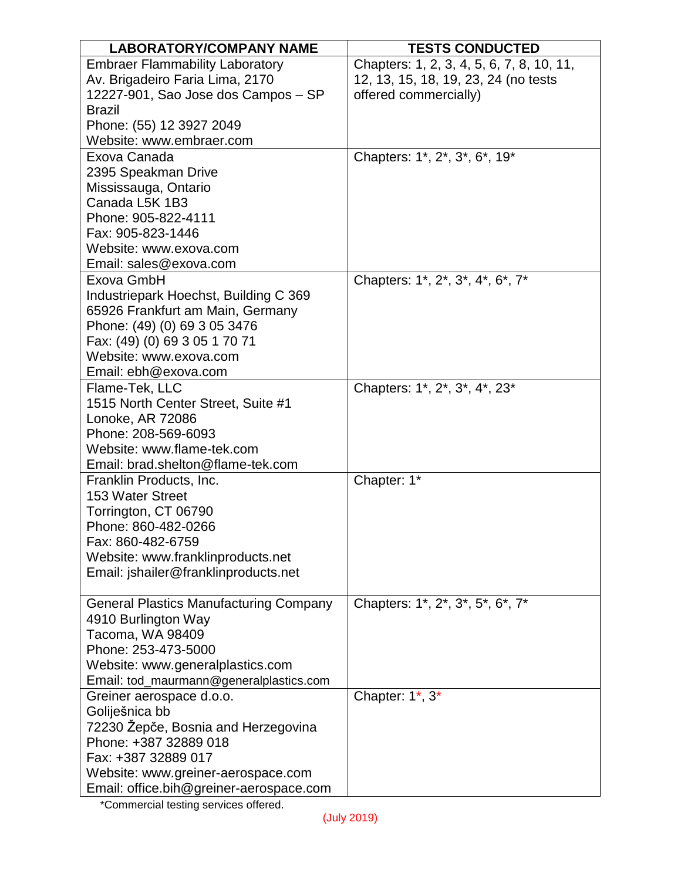| LABORATORY/COMPANY NAME | TESTS CONDUCTED |
| --- | --- |
| Embraer Flammability Laboratory<br>Av. Brigadeiro Faria Lima, 2170<br>12227-901, Sao Jose dos Campos – SP<br>Brazil<br>Phone: (55) 12 3927 2049<br>Website: www.embraer.com | Chapters: 1, 2, 3, 4, 5, 6, 7, 8, 10, 11, 12, 13, 15, 18, 19, 23, 24 (no tests offered commercially) |
| Exova Canada<br>2395 Speakman Drive<br>Mississauga, Ontario<br>Canada L5K 1B3<br>Phone: 905-822-4111<br>Fax: 905-823-1446<br>Website: www.exova.com<br>Email: sales@exova.com | Chapters: 1*, 2*, 3*, 6*, 19* |
| Exova GmbH<br>Industriepark Hoechst, Building C 369<br>65926 Frankfurt am Main, Germany<br>Phone: (49) (0) 69 3 05 3476<br>Fax: (49) (0) 69 3 05 1 70 71<br>Website: www.exova.com<br>Email: ebh@exova.com | Chapters: 1*, 2*, 3*, 4*, 6*, 7* |
| Flame-Tek, LLC<br>1515 North Center Street, Suite #1<br>Lonoke, AR 72086<br>Phone: 208-569-6093<br>Website: www.flame-tek.com<br>Email: brad.shelton@flame-tek.com | Chapters: 1*, 2*, 3*, 4*, 23* |
| Franklin Products, Inc.<br>153 Water Street<br>Torrington, CT 06790<br>Phone: 860-482-0266<br>Fax: 860-482-6759<br>Website: www.franklinproducts.net<br>Email: jshailer@franklinproducts.net | Chapter: 1* |
| General Plastics Manufacturing Company<br>4910 Burlington Way<br>Tacoma, WA 98409<br>Phone: 253-473-5000<br>Website: www.generalplastics.com<br>Email: tod_maurmann@generalplastics.com | Chapters: 1*, 2*, 3*, 5*, 6*, 7* |
| Greiner aerospace d.o.o.<br>Goliješnica bb<br>72230 Žepče, Bosnia and Herzegovina<br>Phone: +387 32889 018<br>Fax: +387 32889 017<br>Website: www.greiner-aerospace.com<br>Email: office.bih@greiner-aerospace.com | Chapter: 1*, 3* |

*Commercial testing services offered.

(July 2019)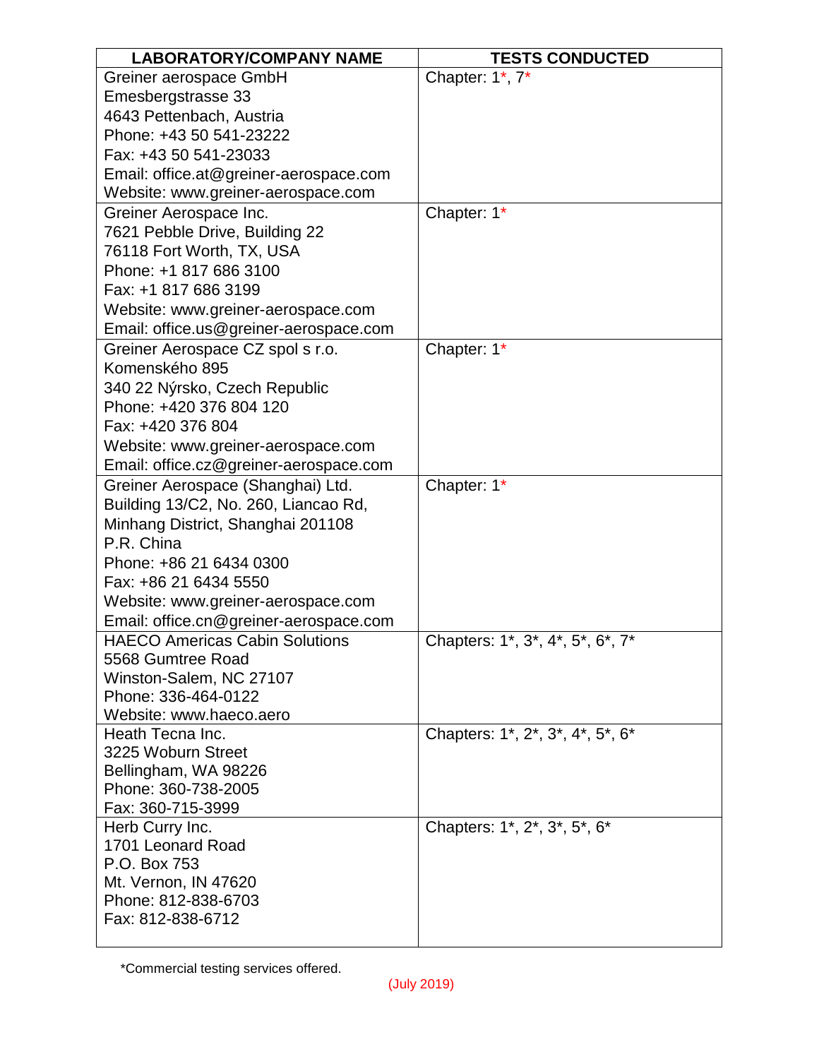| LABORATORY/COMPANY NAME | TESTS CONDUCTED |
|---|---|
| Greiner aerospace GmbH<br>Emesbergstrasse 33<br>4643 Pettenbach, Austria<br>Phone: +43 50 541-23222<br>Fax: +43 50 541-23033<br>Email: office.at@greiner-aerospace.com<br>Website: www.greiner-aerospace.com | Chapter: 1*, 7* |
| Greiner Aerospace Inc.<br>7621 Pebble Drive, Building 22<br>76118 Fort Worth, TX, USA<br>Phone: +1 817 686 3100<br>Fax: +1 817 686 3199<br>Website: www.greiner-aerospace.com<br>Email: office.us@greiner-aerospace.com | Chapter: 1* |
| Greiner Aerospace CZ spol s r.o.<br>Komenského 895<br>340 22 Nýrsko, Czech Republic<br>Phone: +420 376 804 120<br>Fax: +420 376 804<br>Website: www.greiner-aerospace.com<br>Email: office.cz@greiner-aerospace.com | Chapter: 1* |
| Greiner Aerospace (Shanghai) Ltd.<br>Building 13/C2, No. 260, Liancao Rd,<br>Minhang District, Shanghai 201108<br>P.R. China<br>Phone: +86 21 6434 0300<br>Fax: +86 21 6434 5550<br>Website: www.greiner-aerospace.com<br>Email: office.cn@greiner-aerospace.com | Chapter: 1* |
| HAECO Americas Cabin Solutions<br>5568 Gumtree Road<br>Winston-Salem, NC 27107<br>Phone: 336-464-0122<br>Website: www.haeco.aero | Chapters: 1*, 3*, 4*, 5*, 6*, 7* |
| Heath Tecna Inc.<br>3225 Woburn Street<br>Bellingham, WA 98226<br>Phone: 360-738-2005<br>Fax: 360-715-3999 | Chapters: 1*, 2*, 3*, 4*, 5*, 6* |
| Herb Curry Inc.<br>1701 Leonard Road<br>P.O. Box 753<br>Mt. Vernon, IN 47620<br>Phone: 812-838-6703<br>Fax: 812-838-6712 | Chapters: 1*, 2*, 3*, 5*, 6* |

*Commercial testing services offered.

(July 2019)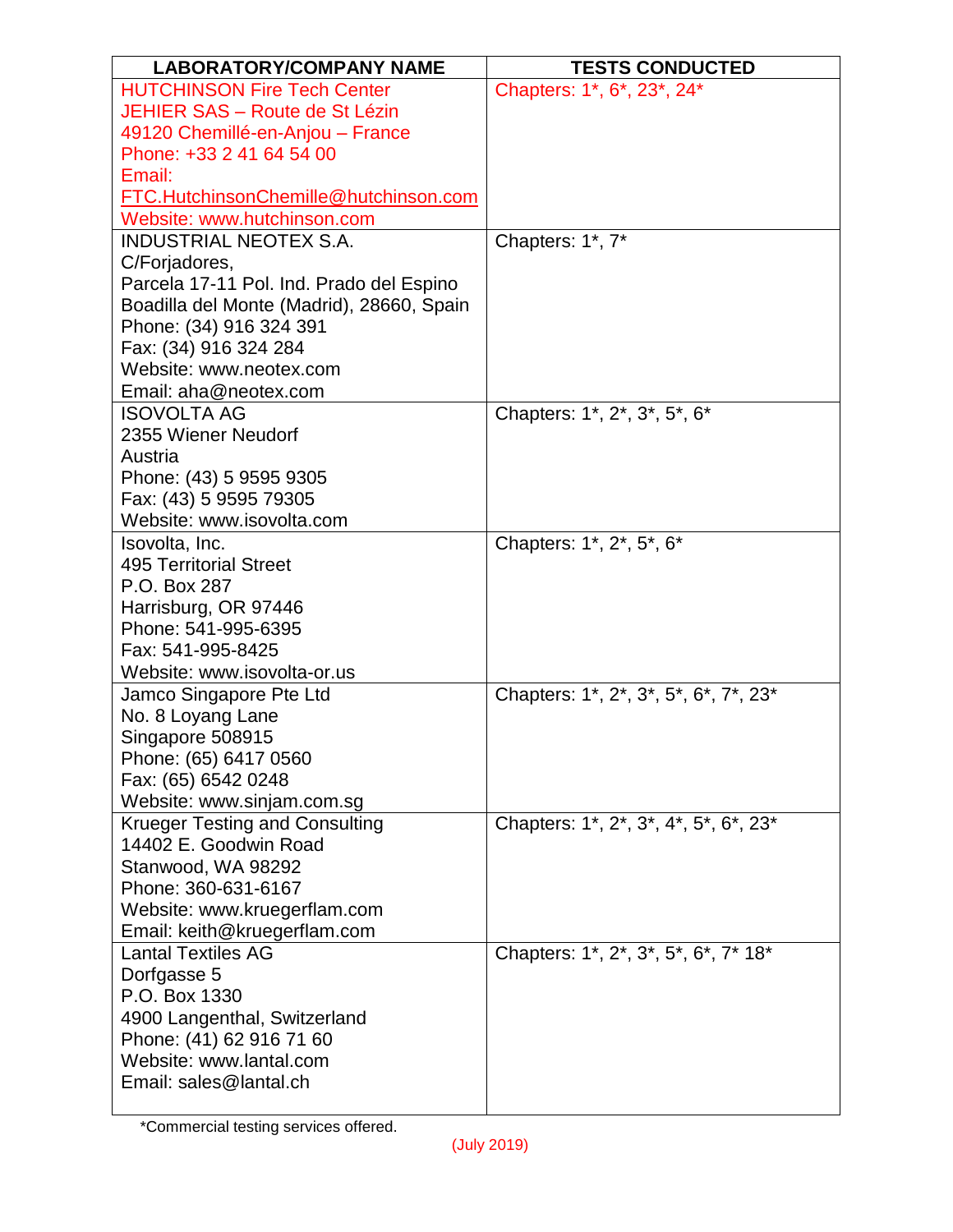| LABORATORY/COMPANY NAME | TESTS CONDUCTED |
|---|---|
| HUTCHINSON Fire Tech Center<br>JEHIER SAS – Route de St Lézin<br>49120 Chemillé-en-Anjou – France<br>Phone: +33 2 41 64 54 00<br>Email: FTC.HutchinsonChemille@hutchinson.com<br>Website: www.hutchinson.com | Chapters: 1*, 6*, 23*, 24* |
| INDUSTRIAL NEOTEX S.A.<br>C/Forjadores,<br>Parcela 17-11 Pol. Ind. Prado del Espino<br>Boadilla del Monte (Madrid), 28660, Spain<br>Phone: (34) 916 324 391<br>Fax: (34) 916 324 284<br>Website: www.neotex.com<br>Email: aha@neotex.com | Chapters: 1*, 7* |
| ISOVOLTA AG<br>2355 Wiener Neudorf<br>Austria<br>Phone: (43) 5 9595 9305<br>Fax: (43) 5 9595 79305<br>Website: www.isovolta.com | Chapters: 1*, 2*, 3*, 5*, 6* |
| Isovolta, Inc.<br>495 Territorial Street<br>P.O. Box 287<br>Harrisburg, OR 97446<br>Phone: 541-995-6395<br>Fax: 541-995-8425<br>Website: www.isovolta-or.us | Chapters: 1*, 2*, 5*, 6* |
| Jamco Singapore Pte Ltd<br>No. 8 Loyang Lane<br>Singapore 508915<br>Phone: (65) 6417 0560<br>Fax: (65) 6542 0248<br>Website: www.sinjam.com.sg | Chapters: 1*, 2*, 3*, 5*, 6*, 7*, 23* |
| Krueger Testing and Consulting<br>14402 E. Goodwin Road<br>Stanwood, WA 98292<br>Phone: 360-631-6167<br>Website: www.kruegerflam.com<br>Email: keith@kruegerflam.com | Chapters: 1*, 2*, 3*, 4*, 5*, 6*, 23* |
| Lantal Textiles AG<br>Dorfgasse 5<br>P.O. Box 1330<br>4900 Langenthal, Switzerland<br>Phone: (41) 62 916 71 60<br>Website: www.lantal.com<br>Email: sales@lantal.ch | Chapters: 1*, 2*, 3*, 5*, 6*, 7* 18* |

*Commercial testing services offered.

(July 2019)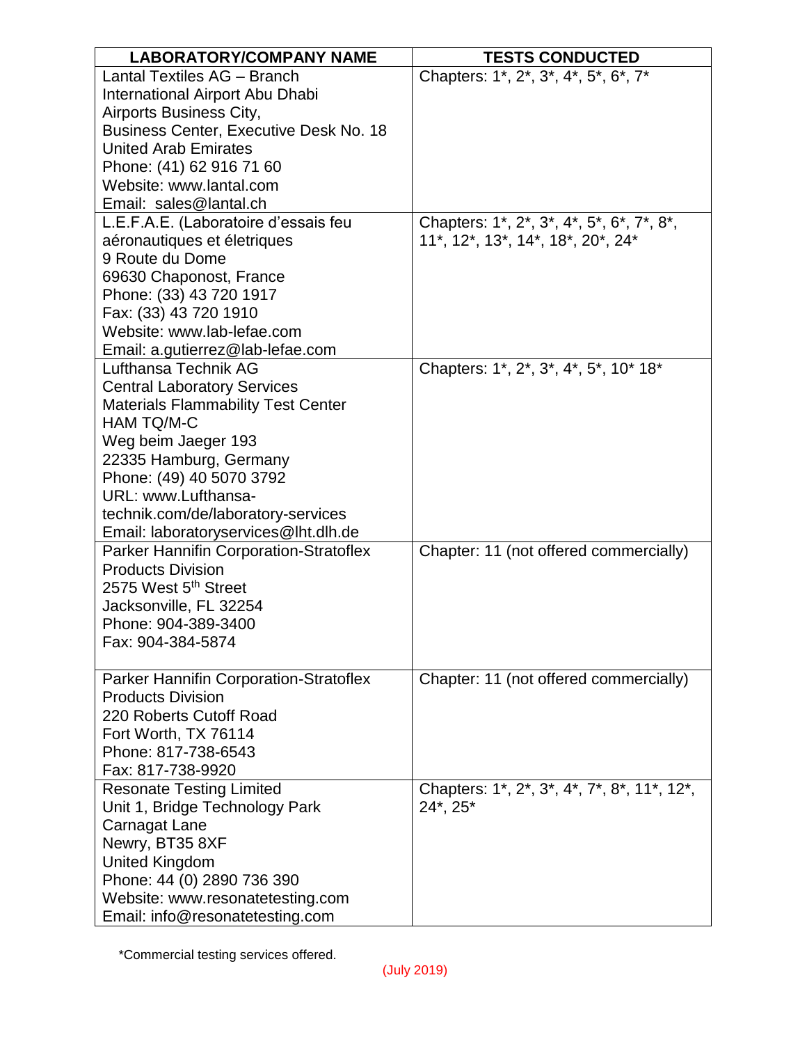| LABORATORY/COMPANY NAME | TESTS CONDUCTED |
|---|---|
| Lantal Textiles AG – Branch<br>International Airport Abu Dhabi<br>Airports Business City,<br>Business Center, Executive Desk No. 18<br>United Arab Emirates<br>Phone: (41) 62 916 71 60<br>Website: www.lantal.com<br>Email: sales@lantal.ch | Chapters: 1*, 2*, 3*, 4*, 5*, 6*, 7* |
| L.E.F.A.E. (Laboratoire d'essais feu aéronautiques et életriques<br>9 Route du Dome<br>69630 Chaponost, France<br>Phone: (33) 43 720 1917<br>Fax: (33) 43 720 1910<br>Website: www.lab-lefae.com<br>Email: a.gutierrez@lab-lefae.com | Chapters: 1*, 2*, 3*, 4*, 5*, 6*, 7*, 8*, 11*, 12*, 13*, 14*, 18*, 20*, 24* |
| Lufthansa Technik AG<br>Central Laboratory Services<br>Materials Flammability Test Center<br>HAM TQ/M-C<br>Weg beim Jaeger 193<br>22335 Hamburg, Germany<br>Phone: (49) 40 5070 3792<br>URL: www.Lufthansa-technik.com/de/laboratory-services<br>Email: laboratoryservices@lht.dlh.de | Chapters: 1*, 2*, 3*, 4*, 5*, 10* 18* |
| Parker Hannifin Corporation-Stratoflex Products Division<br>2575 West 5th Street<br>Jacksonville, FL 32254<br>Phone: 904-389-3400<br>Fax: 904-384-5874 | Chapter: 11 (not offered commercially) |
| Parker Hannifin Corporation-Stratoflex Products Division<br>220 Roberts Cutoff Road<br>Fort Worth, TX 76114<br>Phone: 817-738-6543<br>Fax: 817-738-9920 | Chapter: 11 (not offered commercially) |
| Resonate Testing Limited<br>Unit 1, Bridge Technology Park<br>Carnagat Lane<br>Newry, BT35 8XF<br>United Kingdom<br>Phone: 44 (0) 2890 736 390<br>Website: www.resonatetesting.com<br>Email: info@resonatetesting.com | Chapters: 1*, 2*, 3*, 4*, 7*, 8*, 11*, 12*, 24*, 25* |

*Commercial testing services offered.

(July 2019)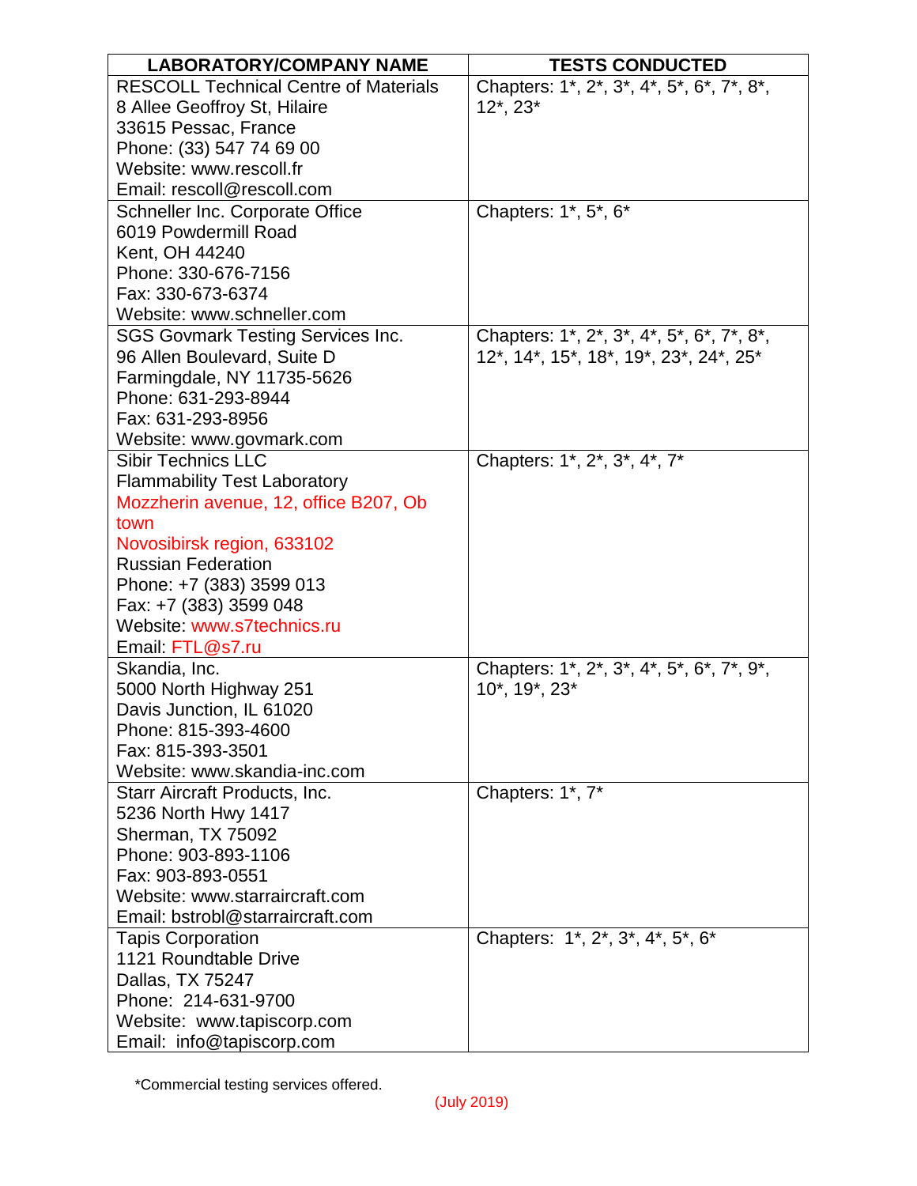| LABORATORY/COMPANY NAME | TESTS CONDUCTED |
|---|---|
| RESCOLL Technical Centre of Materials<br>8 Allee Geoffroy St, Hilaire<br>33615 Pessac, France<br>Phone: (33) 547 74 69 00<br>Website: www.rescoll.fr<br>Email: rescoll@rescoll.com | Chapters: 1*, 2*, 3*, 4*, 5*, 6*, 7*, 8*, 12*, 23* |
| Schneller Inc. Corporate Office<br>6019 Powdermill Road<br>Kent, OH 44240<br>Phone: 330-676-7156<br>Fax: 330-673-6374<br>Website: www.schneller.com | Chapters: 1*, 5*, 6* |
| SGS Govmark Testing Services Inc.<br>96 Allen Boulevard, Suite D<br>Farmingdale, NY 11735-5626<br>Phone: 631-293-8944<br>Fax: 631-293-8956<br>Website: www.govmark.com | Chapters: 1*, 2*, 3*, 4*, 5*, 6*, 7*, 8*, 12*, 14*, 15*, 18*, 19*, 23*, 24*, 25* |
| Sibir Technics LLC<br>Flammability Test Laboratory<br>Mozzherin avenue, 12, office B207, Ob town<br>Novosibirsk region, 633102<br>Russian Federation<br>Phone: +7 (383) 3599 013<br>Fax: +7 (383) 3599 048<br>Website: www.s7technics.ru<br>Email: FTL@s7.ru | Chapters: 1*, 2*, 3*, 4*, 7* |
| Skandia, Inc.<br>5000 North Highway 251<br>Davis Junction, IL 61020<br>Phone: 815-393-4600<br>Fax: 815-393-3501<br>Website: www.skandia-inc.com | Chapters: 1*, 2*, 3*, 4*, 5*, 6*, 7*, 9*, 10*, 19*, 23* |
| Starr Aircraft Products, Inc.<br>5236 North Hwy 1417<br>Sherman, TX 75092<br>Phone: 903-893-1106<br>Fax: 903-893-0551<br>Website: www.starraircraft.com<br>Email: bstrobl@starraircraft.com | Chapters: 1*, 7* |
| Tapis Corporation<br>1121 Roundtable Drive<br>Dallas, TX 75247<br>Phone: 214-631-9700<br>Website: www.tapiscorp.com<br>Email: info@tapiscorp.com | Chapters: 1*, 2*, 3*, 4*, 5*, 6* |

*Commercial testing services offered.

(July 2019)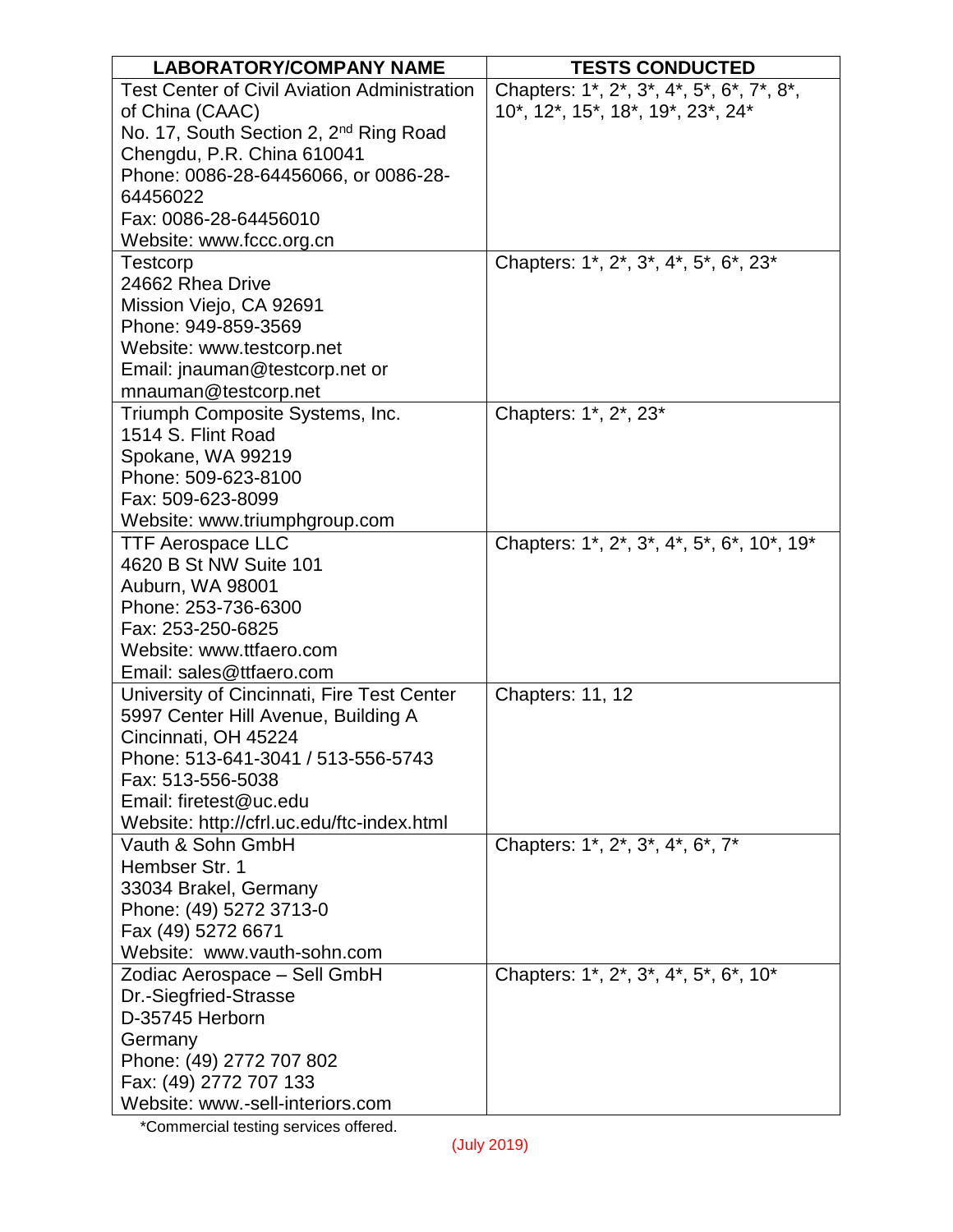| LABORATORY/COMPANY NAME | TESTS CONDUCTED |
|---|---|
| Test Center of Civil Aviation Administration of China (CAAC)<br>No. 17, South Section 2, 2nd Ring Road<br>Chengdu, P.R. China 610041<br>Phone: 0086-28-64456066, or 0086-28-64456022<br>Fax: 0086-28-64456010<br>Website: www.fccc.org.cn | Chapters: 1*, 2*, 3*, 4*, 5*, 6*, 7*, 8*, 10*, 12*, 15*, 18*, 19*, 23*, 24* |
| Testcorp<br>24662 Rhea Drive<br>Mission Viejo, CA 92691<br>Phone: 949-859-3569<br>Website: www.testcorp.net<br>Email: jnauman@testcorp.net or mnauman@testcorp.net | Chapters: 1*, 2*, 3*, 4*, 5*, 6*, 23* |
| Triumph Composite Systems, Inc.<br>1514 S. Flint Road<br>Spokane, WA 99219<br>Phone: 509-623-8100<br>Fax: 509-623-8099<br>Website: www.triumphgroup.com | Chapters: 1*, 2*, 23* |
| TTF Aerospace LLC<br>4620 B St NW Suite 101<br>Auburn, WA 98001<br>Phone: 253-736-6300<br>Fax: 253-250-6825<br>Website: www.ttfaero.com<br>Email: sales@ttfaero.com | Chapters: 1*, 2*, 3*, 4*, 5*, 6*, 10*, 19* |
| University of Cincinnati, Fire Test Center<br>5997 Center Hill Avenue, Building A<br>Cincinnati, OH 45224<br>Phone: 513-641-3041 / 513-556-5743<br>Fax: 513-556-5038<br>Email: firetest@uc.edu<br>Website: http://cfrl.uc.edu/ftc-index.html | Chapters: 11, 12 |
| Vauth & Sohn GmbH<br>Hembser Str. 1<br>33034 Brakel, Germany<br>Phone: (49) 5272 3713-0<br>Fax (49) 5272 6671<br>Website: www.vauth-sohn.com | Chapters: 1*, 2*, 3*, 4*, 6*, 7* |
| Zodiac Aerospace – Sell GmbH<br>Dr.-Siegfried-Strasse<br>D-35745 Herborn<br>Germany<br>Phone: (49) 2772 707 802<br>Fax: (49) 2772 707 133<br>Website: www.-sell-interiors.com | Chapters: 1*, 2*, 3*, 4*, 5*, 6*, 10* |

*Commercial testing services offered.

(July 2019)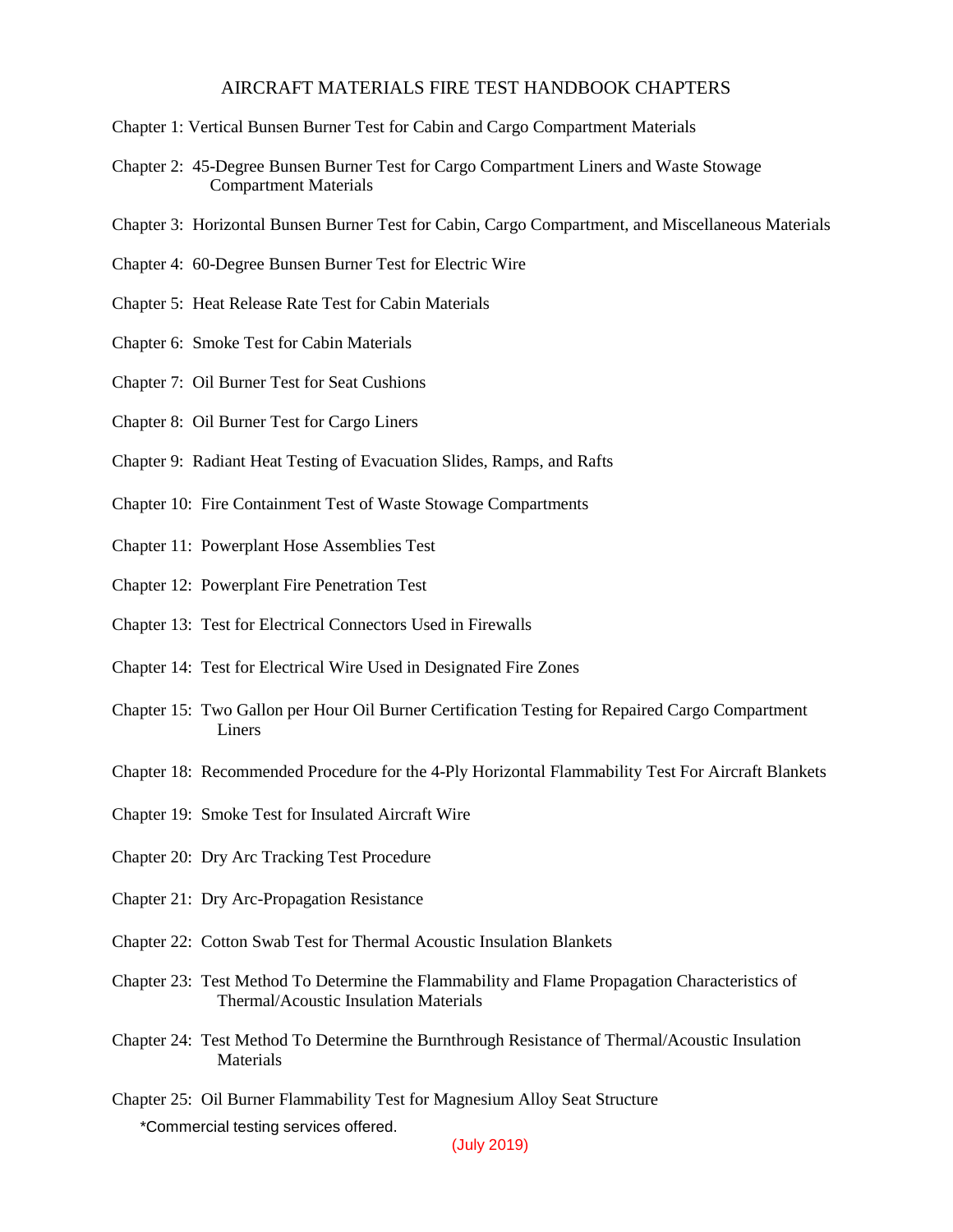# AIRCRAFT MATERIALS FIRE TEST HANDBOOK CHAPTERS

Chapter 1: Vertical Bunsen Burner Test for Cabin and Cargo Compartment Materials

Chapter 2: 45-Degree Bunsen Burner Test for Cargo Compartment Liners and Waste Stowage Compartment Materials

Chapter 3: Horizontal Bunsen Burner Test for Cabin, Cargo Compartment, and Miscellaneous Materials

Chapter 4: 60-Degree Bunsen Burner Test for Electric Wire

Chapter 5: Heat Release Rate Test for Cabin Materials

Chapter 6: Smoke Test for Cabin Materials

Chapter 7: Oil Burner Test for Seat Cushions

Chapter 8: Oil Burner Test for Cargo Liners

Chapter 9: Radiant Heat Testing of Evacuation Slides, Ramps, and Rafts

Chapter 10: Fire Containment Test of Waste Stowage Compartments

Chapter 11: Powerplant Hose Assemblies Test

Chapter 12: Powerplant Fire Penetration Test

Chapter 13: Test for Electrical Connectors Used in Firewalls

Chapter 14: Test for Electrical Wire Used in Designated Fire Zones

Chapter 15: Two Gallon per Hour Oil Burner Certification Testing for Repaired Cargo Compartment Liners

Chapter 18: Recommended Procedure for the 4-Ply Horizontal Flammability Test For Aircraft Blankets

Chapter 19: Smoke Test for Insulated Aircraft Wire

Chapter 20: Dry Arc Tracking Test Procedure

Chapter 21: Dry Arc-Propagation Resistance

Chapter 22: Cotton Swab Test for Thermal Acoustic Insulation Blankets

Chapter 23: Test Method To Determine the Flammability and Flame Propagation Characteristics of Thermal/Acoustic Insulation Materials

Chapter 24: Test Method To Determine the Burnthrough Resistance of Thermal/Acoustic Insulation Materials

Chapter 25: Oil Burner Flammability Test for Magnesium Alloy Seat Structure

*Commercial testing services offered.

(July 2019)